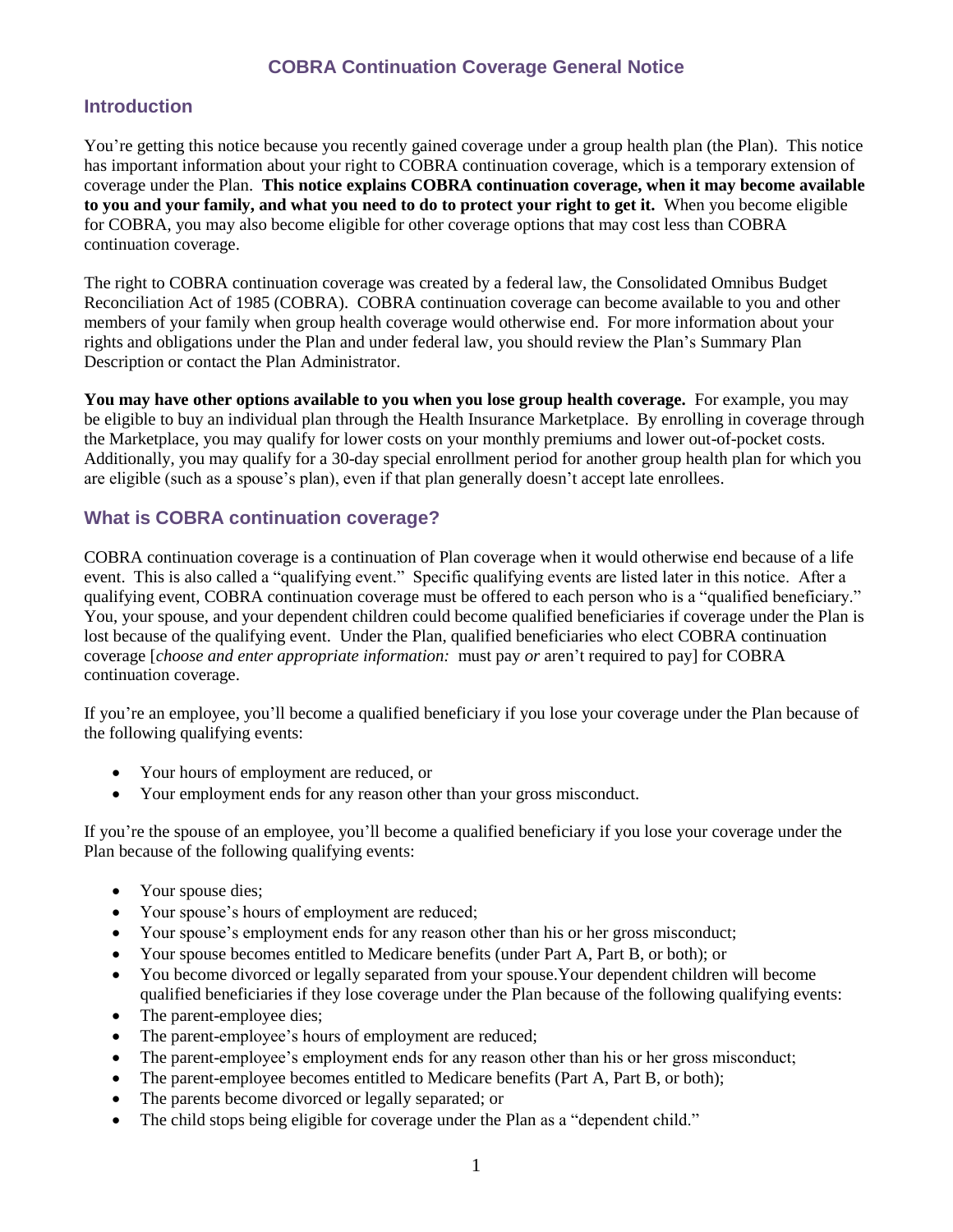# COBRA Continuation Coverage General Notice

## Introduction

You're getting this notice because you recently gained coverage under a group health plan (the Plan). This notice has important information about your right to COBRA continuation coverage, which is a temporary extension of coverage under the Plan. **This notice explains COBRA continuation coverage, when it may become available to you and your family, and what you need to do to protect your right to get it.** When you become eligible for COBRA, you may also become eligible for other coverage options that may cost less than COBRA continuation coverage.

The right to COBRA continuation coverage was created by a federal law, the Consolidated Omnibus Budget Reconciliation Act of 1985 (COBRA). COBRA continuation coverage can become available to you and other members of your family when group health coverage would otherwise end. For more information about your rights and obligations under the Plan and under federal law, you should review the Plan's Summary Plan Description or contact the Plan Administrator.

**You may have other options available to you when you lose group health coverage.** For example, you may be eligible to buy an individual plan through the Health Insurance Marketplace. By enrolling in coverage through the Marketplace, you may qualify for lower costs on your monthly premiums and lower out-of-pocket costs. Additionally, you may qualify for a 30-day special enrollment period for another group health plan for which you are eligible (such as a spouse's plan), even if that plan generally doesn't accept late enrollees.

## What is COBRA continuation coverage?

COBRA continuation coverage is a continuation of Plan coverage when it would otherwise end because of a life event. This is also called a "qualifying event." Specific qualifying events are listed later in this notice. After a qualifying event, COBRA continuation coverage must be offered to each person who is a "qualified beneficiary." You, your spouse, and your dependent children could become qualified beneficiaries if coverage under the Plan is lost because of the qualifying event. Under the Plan, qualified beneficiaries who elect COBRA continuation coverage [*choose and enter appropriate information:* must pay *or* aren't required to pay] for COBRA continuation coverage.

If you're an employee, you'll become a qualified beneficiary if you lose your coverage under the Plan because of the following qualifying events:

- Your hours of employment are reduced, or
- Your employment ends for any reason other than your gross misconduct.

If you're the spouse of an employee, you'll become a qualified beneficiary if you lose your coverage under the Plan because of the following qualifying events:

- Your spouse dies;
- Your spouse's hours of employment are reduced;
- Your spouse's employment ends for any reason other than his or her gross misconduct;
- Your spouse becomes entitled to Medicare benefits (under Part A, Part B, or both); or
- You become divorced or legally separated from your spouse.Your dependent children will become qualified beneficiaries if they lose coverage under the Plan because of the following qualifying events:
- The parent-employee dies;
- The parent-employee's hours of employment are reduced;
- The parent-employee's employment ends for any reason other than his or her gross misconduct;
- The parent-employee becomes entitled to Medicare benefits (Part A, Part B, or both);
- The parents become divorced or legally separated; or
- The child stops being eligible for coverage under the Plan as a "dependent child."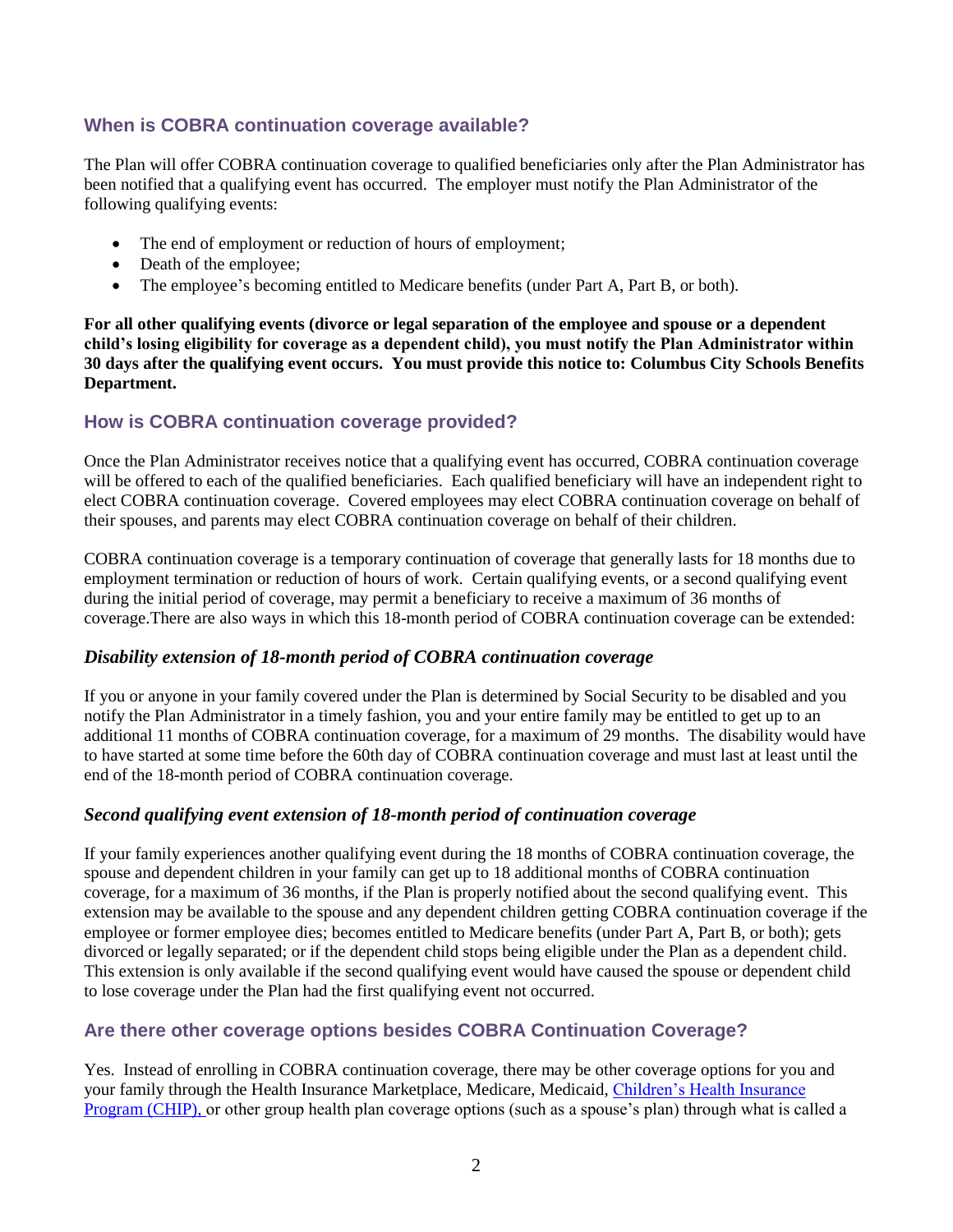## When is COBRA continuation coverage available?

The Plan will offer COBRA continuation coverage to qualified beneficiaries only after the Plan Administrator has been notified that a qualifying event has occurred. The employer must notify the Plan Administrator of the following qualifying events:

- The end of employment or reduction of hours of employment;
- Death of the employee;
- The employee's becoming entitled to Medicare benefits (under Part A, Part B, or both).

**For all other qualifying events (divorce or legal separation of the employee and spouse or a dependent child's losing eligibility for coverage as a dependent child), you must notify the Plan Administrator within 30 days after the qualifying event occurs. You must provide this notice to: Columbus City Schools Benefits Department.**

## How is COBRA continuation coverage provided?

Once the Plan Administrator receives notice that a qualifying event has occurred, COBRA continuation coverage will be offered to each of the qualified beneficiaries. Each qualified beneficiary will have an independent right to elect COBRA continuation coverage. Covered employees may elect COBRA continuation coverage on behalf of their spouses, and parents may elect COBRA continuation coverage on behalf of their children.

COBRA continuation coverage is a temporary continuation of coverage that generally lasts for 18 months due to employment termination or reduction of hours of work. Certain qualifying events, or a second qualifying event during the initial period of coverage, may permit a beneficiary to receive a maximum of 36 months of coverage.There are also ways in which this 18-month period of COBRA continuation coverage can be extended:

### *Disability extension of 18-month period of COBRA continuation coverage*

If you or anyone in your family covered under the Plan is determined by Social Security to be disabled and you notify the Plan Administrator in a timely fashion, you and your entire family may be entitled to get up to an additional 11 months of COBRA continuation coverage, for a maximum of 29 months. The disability would have to have started at some time before the 60th day of COBRA continuation coverage and must last at least until the end of the 18-month period of COBRA continuation coverage.

### *Second qualifying event extension of 18-month period of continuation coverage*

If your family experiences another qualifying event during the 18 months of COBRA continuation coverage, the spouse and dependent children in your family can get up to 18 additional months of COBRA continuation coverage, for a maximum of 36 months, if the Plan is properly notified about the second qualifying event. This extension may be available to the spouse and any dependent children getting COBRA continuation coverage if the employee or former employee dies; becomes entitled to Medicare benefits (under Part A, Part B, or both); gets divorced or legally separated; or if the dependent child stops being eligible under the Plan as a dependent child. This extension is only available if the second qualifying event would have caused the spouse or dependent child to lose coverage under the Plan had the first qualifying event not occurred.

## Are there other coverage options besides COBRA Continuation Coverage?

Yes. Instead of enrolling in COBRA continuation coverage, there may be other coverage options for you and your family through the Health Insurance Marketplace, Medicare, Medicaid, Children's Health Insurance Program (CHIP), or other group health plan coverage options (such as a spouse's plan) through what is called a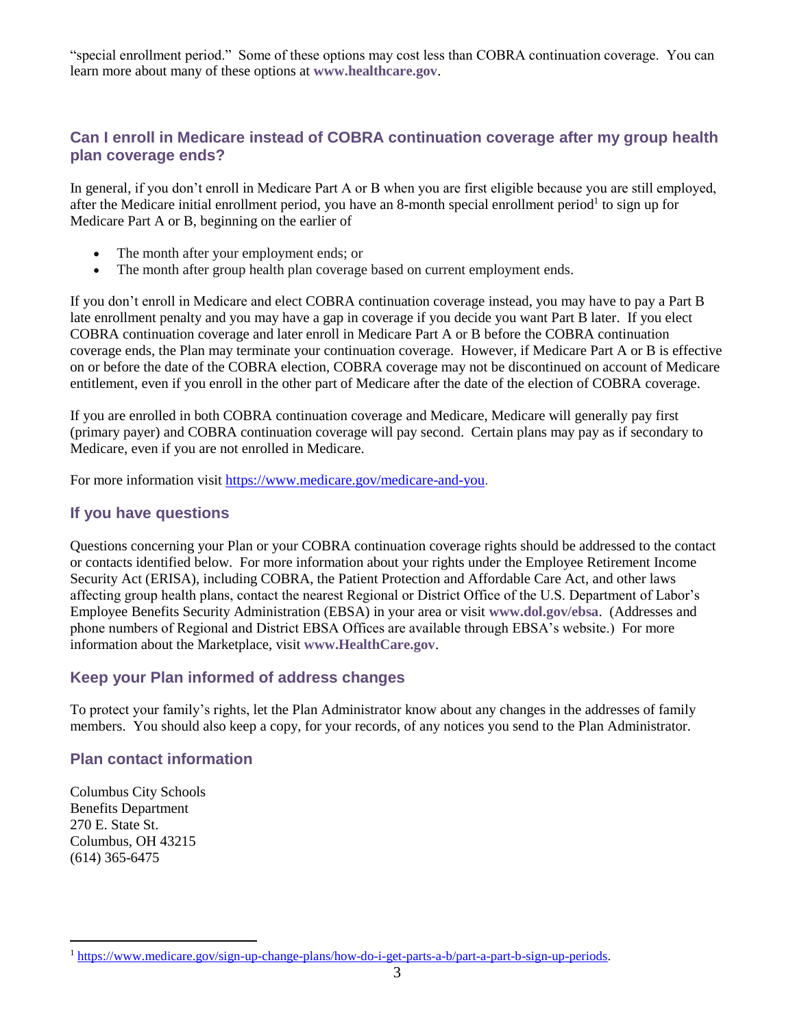"special enrollment period." Some of these options may cost less than COBRA continuation coverage. You can learn more about many of these options at **www.healthcare.gov**.

## Can I enroll in Medicare instead of COBRA continuation coverage after my group health plan coverage ends?

In general, if you don't enroll in Medicare Part A or B when you are first eligible because you are still employed, after the Medicare initial enrollment period, you have an 8-month special enrollment period[1] to sign up for Medicare Part A or B, beginning on the earlier of

- The month after your employment ends; or
- The month after group health plan coverage based on current employment ends.

If you don't enroll in Medicare and elect COBRA continuation coverage instead, you may have to pay a Part B late enrollment penalty and you may have a gap in coverage if you decide you want Part B later. If you elect COBRA continuation coverage and later enroll in Medicare Part A or B before the COBRA continuation coverage ends, the Plan may terminate your continuation coverage. However, if Medicare Part A or B is effective on or before the date of the COBRA election, COBRA coverage may not be discontinued on account of Medicare entitlement, even if you enroll in the other part of Medicare after the date of the election of COBRA coverage.

If you are enrolled in both COBRA continuation coverage and Medicare, Medicare will generally pay first (primary payer) and COBRA continuation coverage will pay second. Certain plans may pay as if secondary to Medicare, even if you are not enrolled in Medicare.

For more information visit https://www.medicare.gov/medicare-and-you.

## If you have questions

Questions concerning your Plan or your COBRA continuation coverage rights should be addressed to the contact or contacts identified below. For more information about your rights under the Employee Retirement Income Security Act (ERISA), including COBRA, the Patient Protection and Affordable Care Act, and other laws affecting group health plans, contact the nearest Regional or District Office of the U.S. Department of Labor's Employee Benefits Security Administration (EBSA) in your area or visit **www.dol.gov/ebsa**. (Addresses and phone numbers of Regional and District EBSA Offices are available through EBSA's website.) For more information about the Marketplace, visit **www.HealthCare.gov**.

## Keep your Plan informed of address changes

To protect your family's rights, let the Plan Administrator know about any changes in the addresses of family members. You should also keep a copy, for your records, of any notices you send to the Plan Administrator.

## Plan contact information

Columbus City Schools
Benefits Department
270 E. State St.
Columbus, OH 43215
(614) 365-6475

---

[1] https://www.medicare.gov/sign-up-change-plans/how-do-i-get-parts-a-b/part-a-part-b-sign-up-periods.